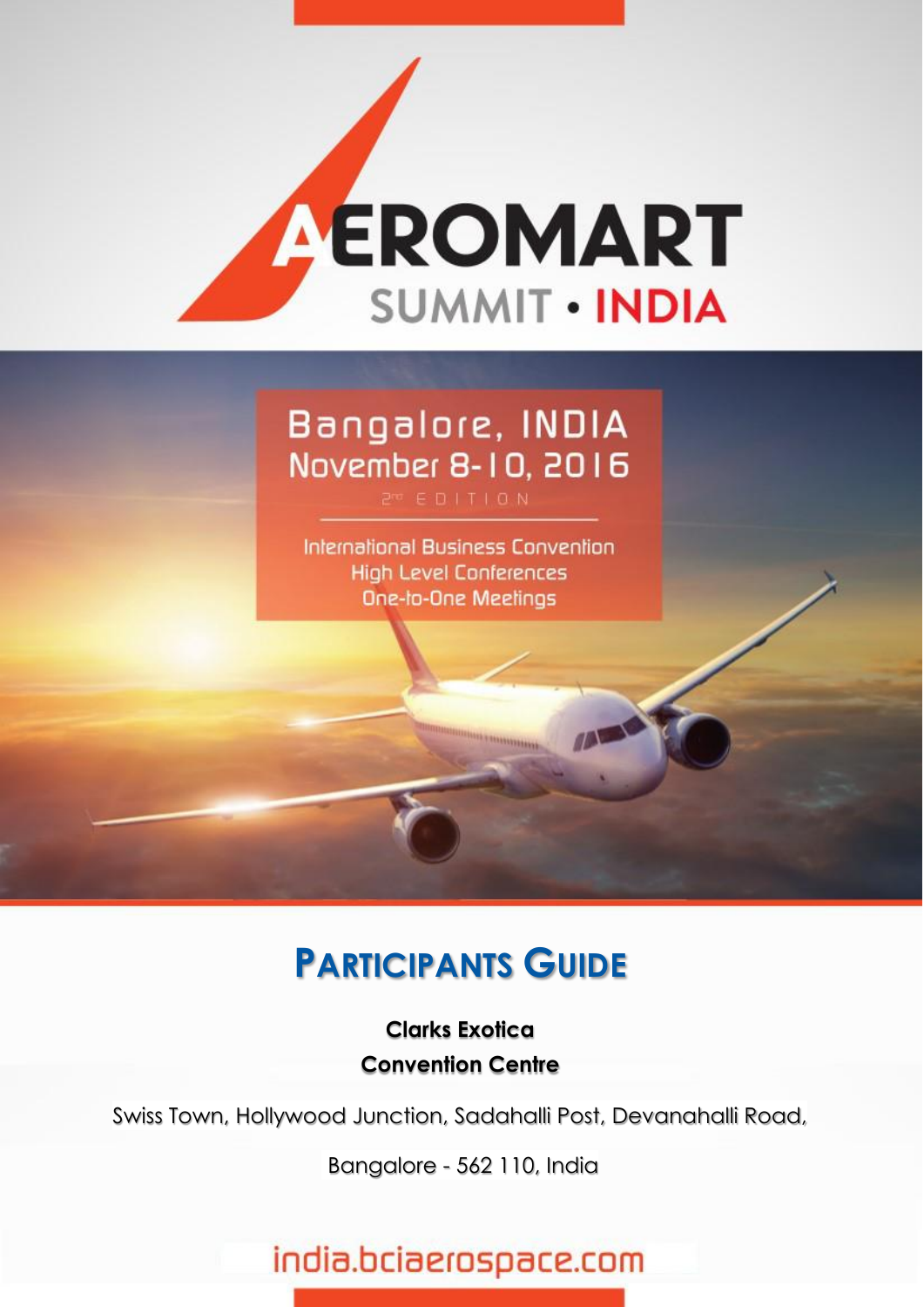# AEROMART SUMMIT • INDIA

Bangalore, INDIA
November 8-10, 2016

2nd EDITION

International Business Convention
High Level Conferences
One-to-One Meetings

## PARTICIPANTS GUIDE

**Clarks Exotica**
**Convention Centre**

Swiss Town, Hollywood Junction, Sadahalli Post, Devanahalli Road,

Bangalore - 562 110, India

india.bciaerospace.com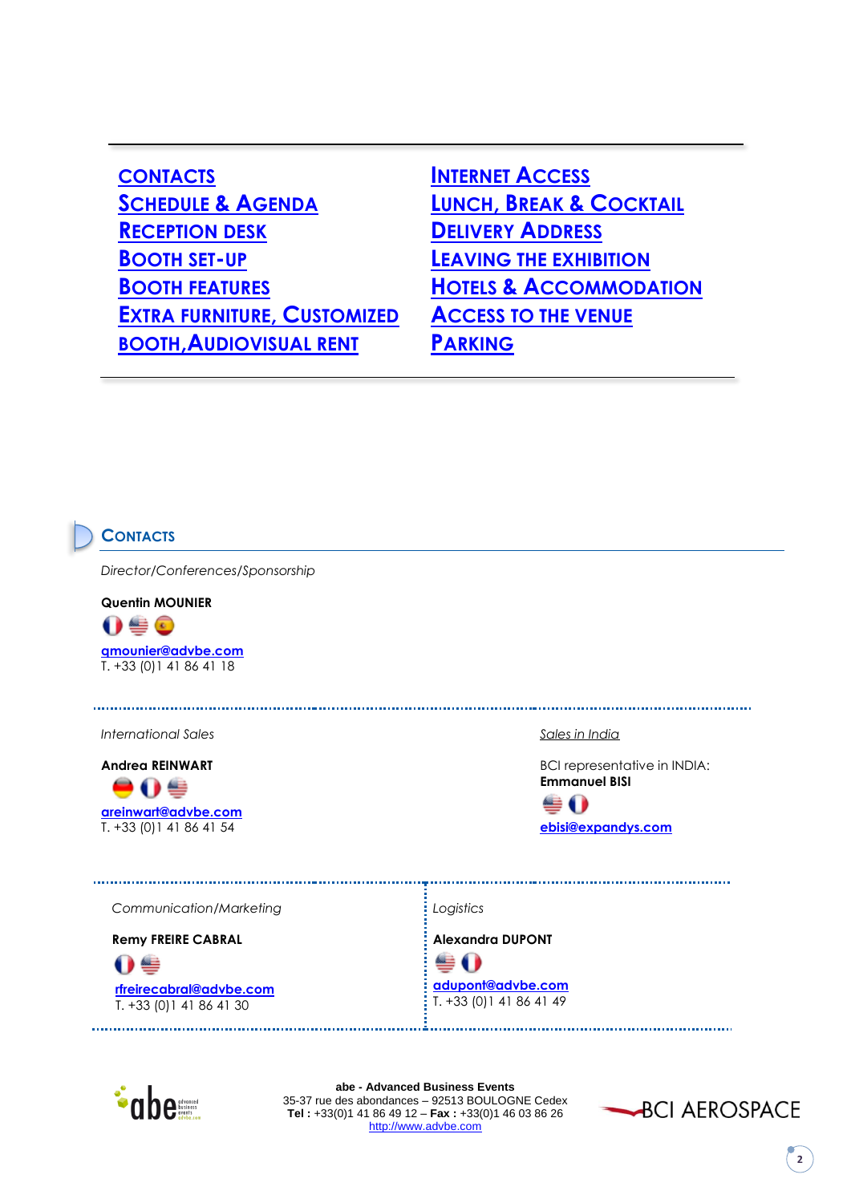- CONTACTS
- SCHEDULE & AGENDA
- RECEPTION DESK
- BOOTH SET-UP
- BOOTH FEATURES
- EXTRA FURNITURE, CUSTOMIZED BOOTH, AUDIOVISUAL RENT
- INTERNET ACCESS
- LUNCH, BREAK & COCKTAIL
- DELIVERY ADDRESS
- LEAVING THE EXHIBITION
- HOTELS & ACCOMMODATION
- ACCESS TO THE VENUE
- PARKING

## CONTACTS

*Director/Conferences/Sponsorship*

**Quentin MOUNIER**

qmounier@advbe.com
T. +33 (0)1 41 86 41 18

*International Sales*

**Andrea REINWART**

areinwart@advbe.com
T. +33 (0)1 41 86 41 54

*Sales in India*

BCI representative in INDIA:
**Emmanuel BISI**

ebisi@expandys.com

*Communication/Marketing*

**Remy FREIRE CABRAL**

rfreirecabral@advbe.com
T. +33 (0)1 41 86 41 30

*Logistics*

**Alexandra DUPONT**

adupont@advbe.com
T. +33 (0)1 41 86 41 49

**abe - Advanced Business Events**
35-37 rue des abondances – 92513 BOULOGNE Cedex
**Tel :** +33(0)1 41 86 49 12 – **Fax :** +33(0)1 46 03 86 26
http://www.advbe.com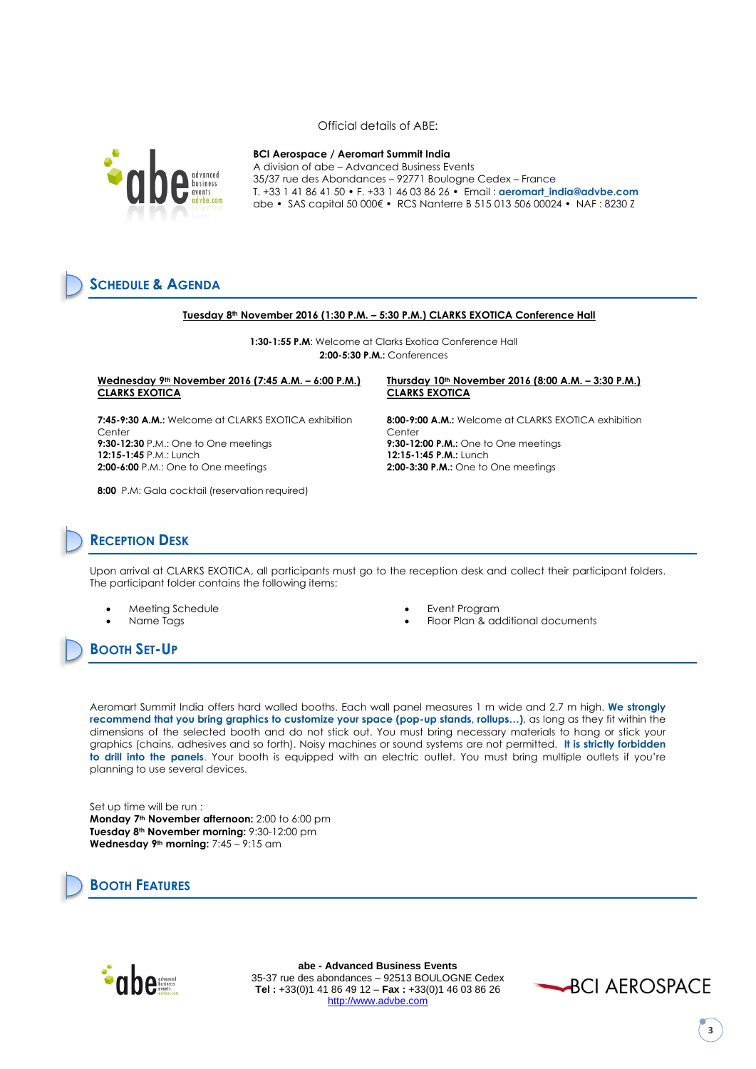Official details of ABE:

**BCI Aerospace / Aeromart Summit India**
A division of abe – Advanced Business Events
35/37 rue des Abondances – 92771 Boulogne Cedex – France
T. +33 1 41 86 41 50 • F. +33 1 46 03 86 26 • Email : **aeromart_india@advbe.com**
abe • SAS capital 50 000€ • RCS Nanterre B 515 013 506 00024 • NAF : 8230 Z

## Schedule & Agenda

**Tuesday 8th November 2016 (1:30 P.M. – 5:30 P.M.) CLARKS EXOTICA Conference Hall**

**1:30-1:55 P.M**: Welcome at Clarks Exotica Conference Hall
**2:00-5:30 P.M.:** Conferences

**Wednesday 9th November 2016 (7:45 A.M. – 6:00 P.M.) CLARKS EXOTICA**

**7:45-9:30 A.M.:** Welcome at CLARKS EXOTICA exhibition Center
**9:30-12:30** P.M.: One to One meetings
**12:15-1:45** P.M.: Lunch
**2:00-6:00** P.M.: One to One meetings

**8:00** P.M: Gala cocktail (reservation required)

**Thursday 10th November 2016 (8:00 A.M. – 3:30 P.M.) CLARKS EXOTICA**

**8:00-9:00 A.M.:** Welcome at CLARKS EXOTICA exhibition Center
**9:30-12:00 P.M.:** One to One meetings
**12:15-1:45 P.M.:** Lunch
**2:00-3:30 P.M.:** One to One meetings

## Reception Desk

Upon arrival at CLARKS EXOTICA, all participants must go to the reception desk and collect their participant folders. The participant folder contains the following items:

- Meeting Schedule
- Name Tags
- Event Program
- Floor Plan & additional documents

## Booth Set-Up

Aeromart Summit India offers hard walled booths. Each wall panel measures 1 m wide and 2.7 m high. **We strongly recommend that you bring graphics to customize your space (pop-up stands, rollups…)**, as long as they fit within the dimensions of the selected booth and do not stick out. You must bring necessary materials to hang or stick your graphics (chains, adhesives and so forth). Noisy machines or sound systems are not permitted. **It is strictly forbidden to drill into the panels**. Your booth is equipped with an electric outlet. You must bring multiple outlets if you're planning to use several devices.

Set up time will be run :
**Monday 7th November afternoon:** 2:00 to 6:00 pm
**Tuesday 8th November morning:** 9:30-12:00 pm
**Wednesday 9th morning:** 7:45 – 9:15 am

## Booth Features

**abe - Advanced Business Events**
35-37 rue des abondances – 92513 BOULOGNE Cedex
**Tel :** +33(0)1 41 86 49 12 – **Fax :** +33(0)1 46 03 86 26
http://www.advbe.com

BCI AEROSPACE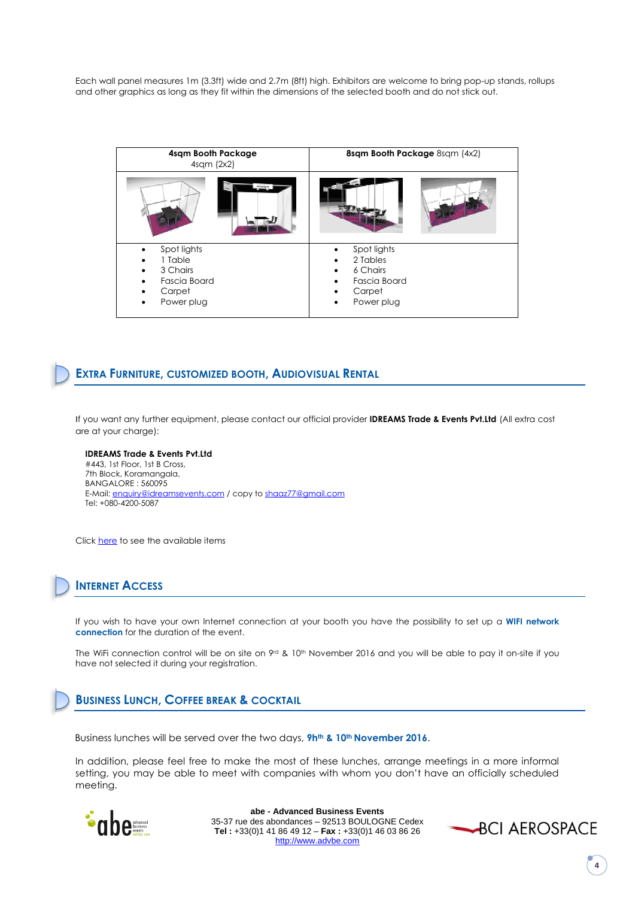Each wall panel measures 1m (3.3ft) wide and 2.7m (8ft) high. Exhibitors are welcome to bring pop-up stands, rollups and other graphics as long as they fit within the dimensions of the selected booth and do not stick out.

| **4sqm Booth Package** 4sqm (2x2) | **8sqm Booth Package** 8sqm (4x2) |
|---|---|
| | |
| • Spot lights<br>• 1 Table<br>• 3 Chairs<br>• Fascia Board<br>• Carpet<br>• Power plug | • Spot lights<br>• 2 Tables<br>• 6 Chairs<br>• Fascia Board<br>• Carpet<br>• Power plug |

## EXTRA FURNITURE, CUSTOMIZED BOOTH, AUDIOVISUAL RENTAL

If you want any further equipment, please contact our official provider **IDREAMS Trade & Events Pvt.Ltd** (All extra cost are at your charge):

**IDREAMS Trade & Events Pvt.Ltd**
#443, 1st Floor, 1st B Cross,
7th Block, Koramangala,
BANGALORE : 560095
E-Mail: enquiry@idreamsevents.com / copy to shaaz77@gmail.com
Tel: +080-4200-5087

Click here to see the available items

## INTERNET ACCESS

If you wish to have your own Internet connection at your booth you have the possibility to set up a **WIFI network connection** for the duration of the event.

The WiFi connection control will be on site on 9rd & 10th November 2016 and you will be able to pay it on-site if you have not selected it during your registration.

## BUSINESS LUNCH, COFFEE BREAK & COCKTAIL

Business lunches will be served over the two days, **9hth & 10th November 2016**.

In addition, please feel free to make the most of these lunches, arrange meetings in a more informal setting, you may be able to meet with companies with whom you don't have an officially scheduled meeting.

**abe - Advanced Business Events**
35-37 rue des abondances – 92513 BOULOGNE Cedex
**Tel :** +33(0)1 41 86 49 12 – **Fax :** +33(0)1 46 03 86 26
http://www.advbe.com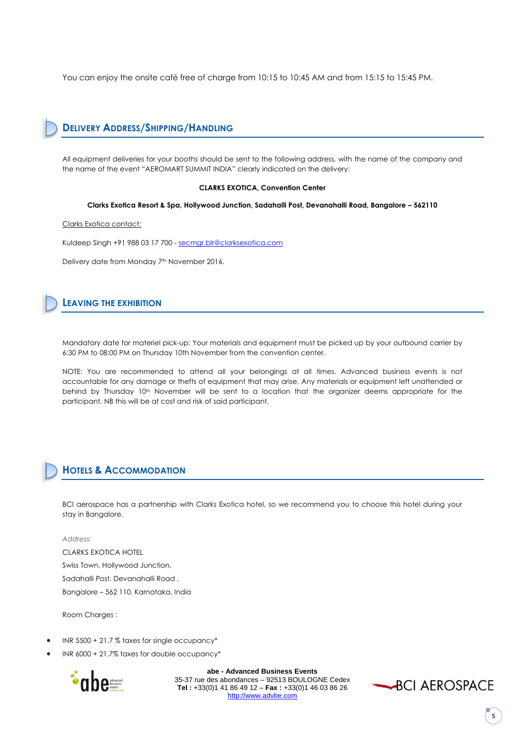You can enjoy the onsite café free of charge from 10:15 to 10:45 AM and from 15:15 to 15:45 PM.

## Delivery Address/Shipping/Handling

All equipment deliveries for your booths should be sent to the following address, with the name of the company and the name of the event "AEROMART SUMMIT INDIA" clearly indicated on the delivery:

**CLARKS EXOTICA, Convention Center**

**Clarks Exotica Resort & Spa, Hollywood Junction, Sadahalli Post, Devanahalli Road, Bangalore – 562110**

Clarks Exotica contact:

Kuldeep Singh +91 988 03 17 700 - secmgr.blr@clarksexotica.com

Delivery date from Monday 7th November 2016.

## Leaving the Exhibition

Mandatory date for materiel pick-up: Your materials and equipment must be picked up by your outbound carrier by 6:30 PM to 08:00 PM on Thursday 10th November from the convention center.

NOTE: You are recommended to attend all your belongings at all times. Advanced business events is not accountable for any damage or thefts of equipment that may arise. Any materials or equipment left unattended or behind by Thursday 10th November will be sent to a location that the organizer deems appropriate for the participant. NB this will be at cost and risk of said participant.

## Hotels & Accommodation

BCI aerospace has a partnership with Clarks Exotica hotel, so we recommend you to choose this hotel during your stay in Bangalore.

*Address:*

CLARKS EXOTICA HOTEL
Swiss Town, Hollywood Junction,
Sadahalli Post, Devanahalli Road ,
Bangalore – 562 110. Karnataka, India

Room Charges :

- INR 5500 + 21.7 % taxes for single occupancy*
- INR 6000 + 21.7% taxes for double occupancy*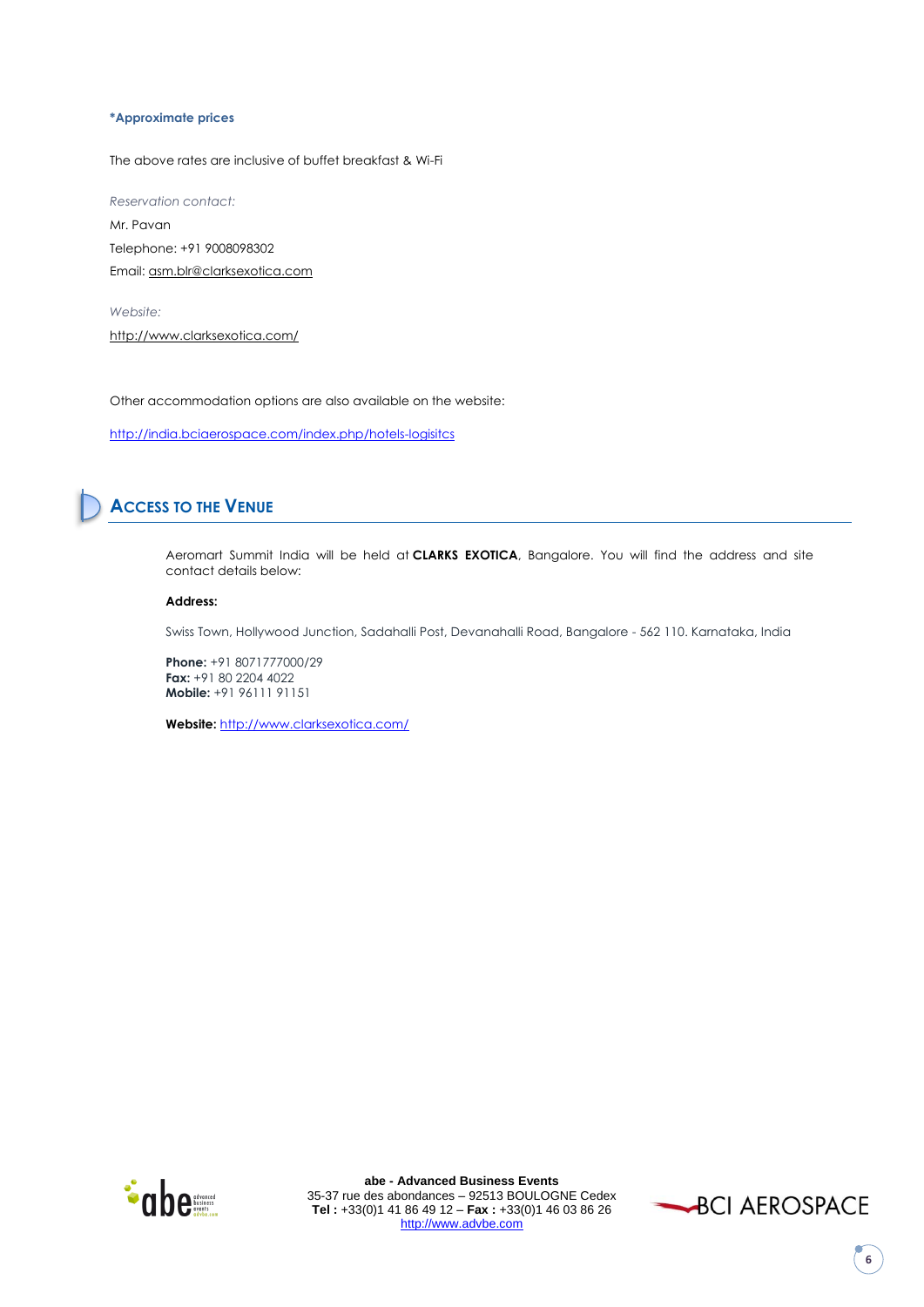**\*Approximate prices**

The above rates are inclusive of buffet breakfast & Wi-Fi

*Reservation contact:*

Mr. Pavan

Telephone: +91 9008098302

Email: asm.blr@clarksexotica.com

*Website:*

http://www.clarksexotica.com/

Other accommodation options are also available on the website:

http://india.bciaerospace.com/index.php/hotels-logisitcs

## Access to the Venue

Aeromart Summit India will be held at **CLARKS EXOTICA**, Bangalore. You will find the address and site contact details below:

**Address:**

Swiss Town, Hollywood Junction, Sadahalli Post, Devanahalli Road, Bangalore - 562 110. Karnataka, India

**Phone:** +91 8071777000/29
**Fax:** +91 80 2204 4022
**Mobile:** +91 96111 91151

**Website:** http://www.clarksexotica.com/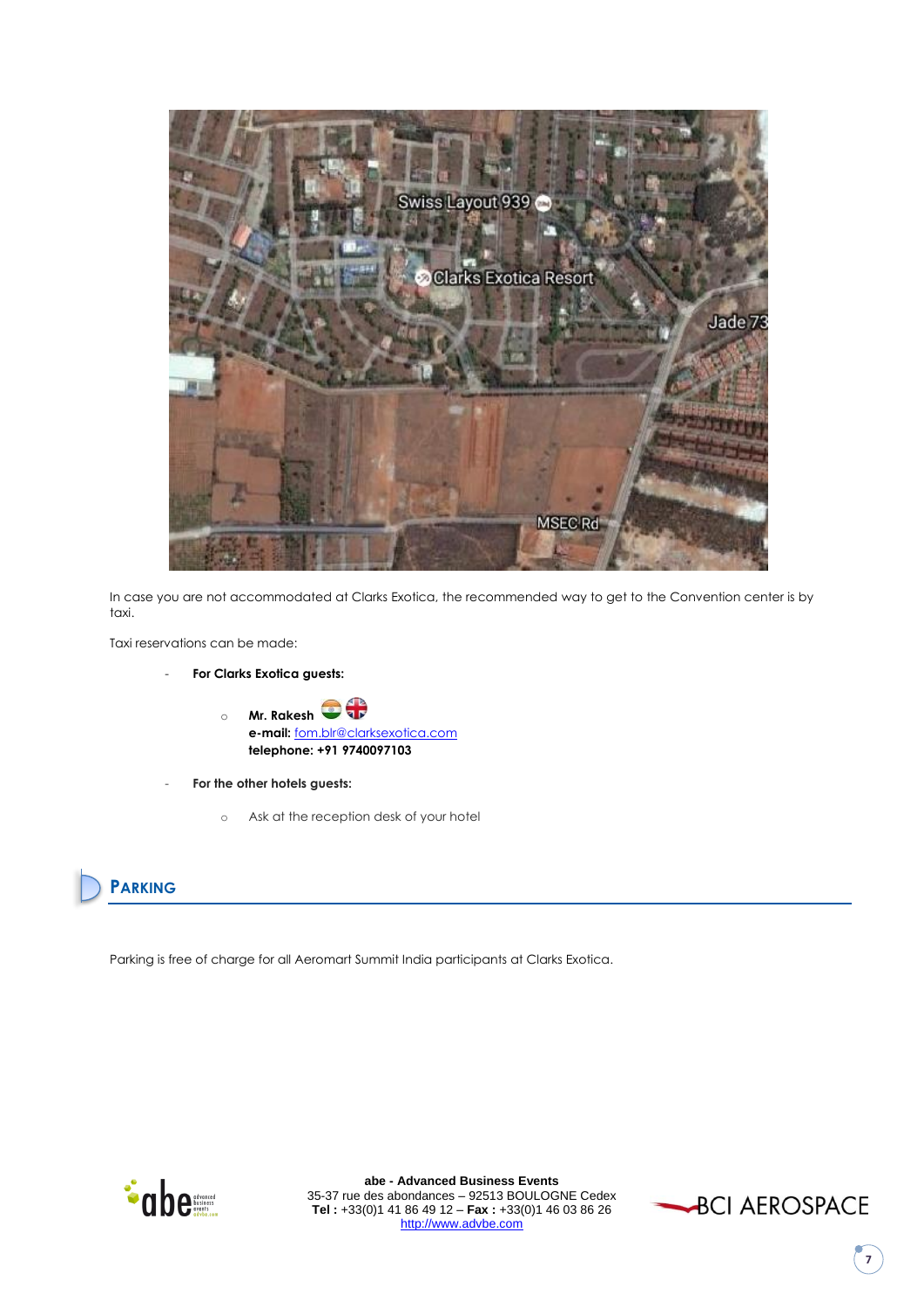In case you are not accommodated at Clarks Exotica, the recommended way to get to the Convention center is by taxi.

Taxi reservations can be made:

- **For Clarks Exotica guests:**
  - **Mr. Rakesh**
    **e-mail:** [fom.blr@clarksexotica.com](mailto:fom.blr@clarksexotica.com)
    **telephone: +91 9740097103**
- **For the other hotels guests:**
  - Ask at the reception desk of your hotel

## PARKING

Parking is free of charge for all Aeromart Summit India participants at Clarks Exotica.

**abe - Advanced Business Events**
35-37 rue des abondances – 92513 BOULOGNE Cedex
**Tel :** +33(0)1 41 86 49 12 – **Fax :** +33(0)1 46 03 86 26
http://www.advbe.com